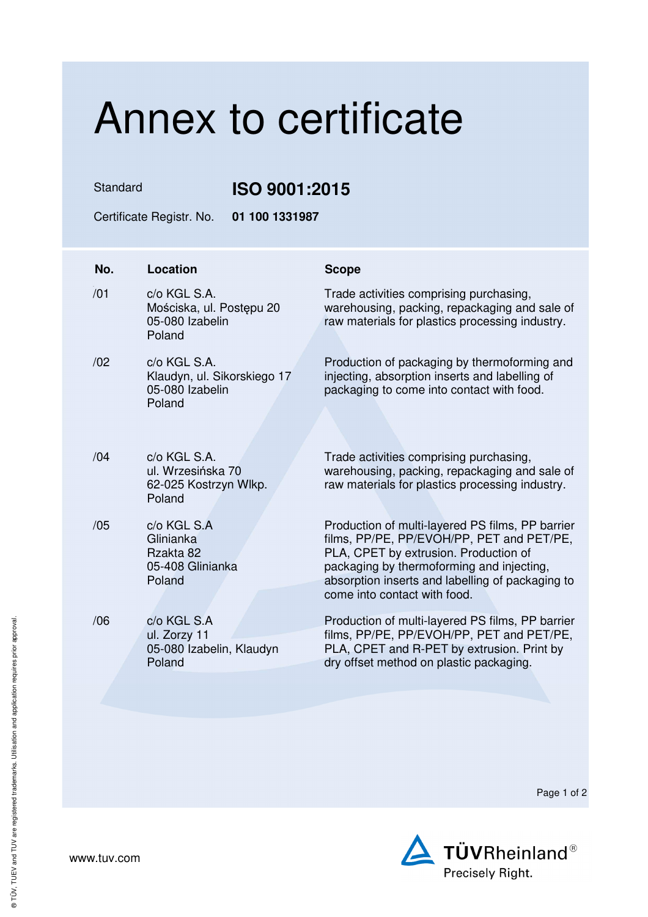# Annex to certificate

| | |
|---|---|
| Standard | **ISO 9001:2015** |
| Certificate Registr. No. | **01 100 1331987** |

| No. | Location | Scope |
|---|---|---|
| /01 | c/o KGL S.A.<br>Mościska, ul. Postępu 20<br>05-080 Izabelin<br>Poland | Trade activities comprising purchasing, warehousing, packing, repackaging and sale of raw materials for plastics processing industry. |
| /02 | c/o KGL S.A.<br>Klaudyn, ul. Sikorskiego 17<br>05-080 Izabelin<br>Poland | Production of packaging by thermoforming and injecting, absorption inserts and labelling of packaging to come into contact with food. |
| /04 | c/o KGL S.A.<br>ul. Wrzesińska 70<br>62-025 Kostrzyn Wlkp.<br>Poland | Trade activities comprising purchasing, warehousing, packing, repackaging and sale of raw materials for plastics processing industry. |
| /05 | c/o KGL S.A<br>Glinianka<br>Rzakta 82<br>05-408 Glinianka<br>Poland | Production of multi-layered PS films, PP barrier films, PP/PE, PP/EVOH/PP, PET and PET/PE, PLA, CPET by extrusion. Production of packaging by thermoforming and injecting, absorption inserts and labelling of packaging to come into contact with food. |
| /06 | c/o KGL S.A<br>ul. Zorzy 11<br>05-080 Izabelin, Klaudyn<br>Poland | Production of multi-layered PS films, PP barrier films, PP/PE, PP/EVOH/PP, PET and PET/PE, PLA, CPET and R-PET by extrusion. Print by dry offset method on plastic packaging. |

www.tuv.com

TÜVRheinland®
Precisely Right.

® TÜV, TUEV and TUV are registered trademarks. Utilisation and application requires prior approval.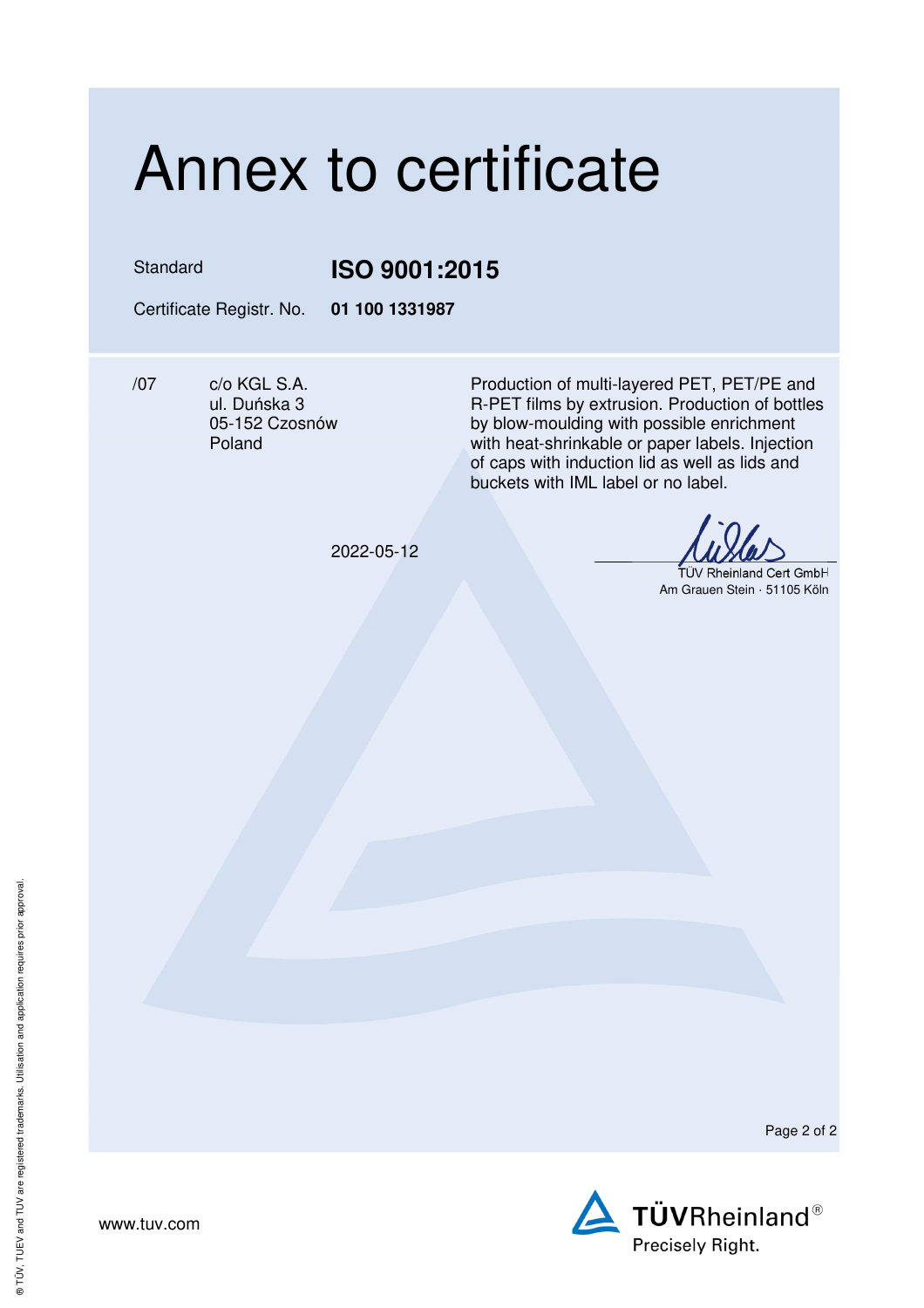# Annex to certificate

Standard **ISO 9001:2015**

Certificate Registr. No. **01 100 1331987**

| | | |
|---|---|---|
| /07 | c/o KGL S.A.<br>ul. Duńska 3<br>05-152 Czosnów<br>Poland | Production of multi-layered PET, PET/PE and R-PET films by extrusion. Production of bottles by blow-moulding with possible enrichment with heat-shrinkable or paper labels. Injection of caps with induction lid as well as lids and buckets with IML label or no label. |

2022-05-12

TÜV Rheinland Cert GmbH
Am Grauen Stein · 51105 Köln

www.tuv.com

TÜVRheinland®
Precisely Right.

® TÜV, TUEV and TUV are registered trademarks. Utilisation and application requires prior approval.